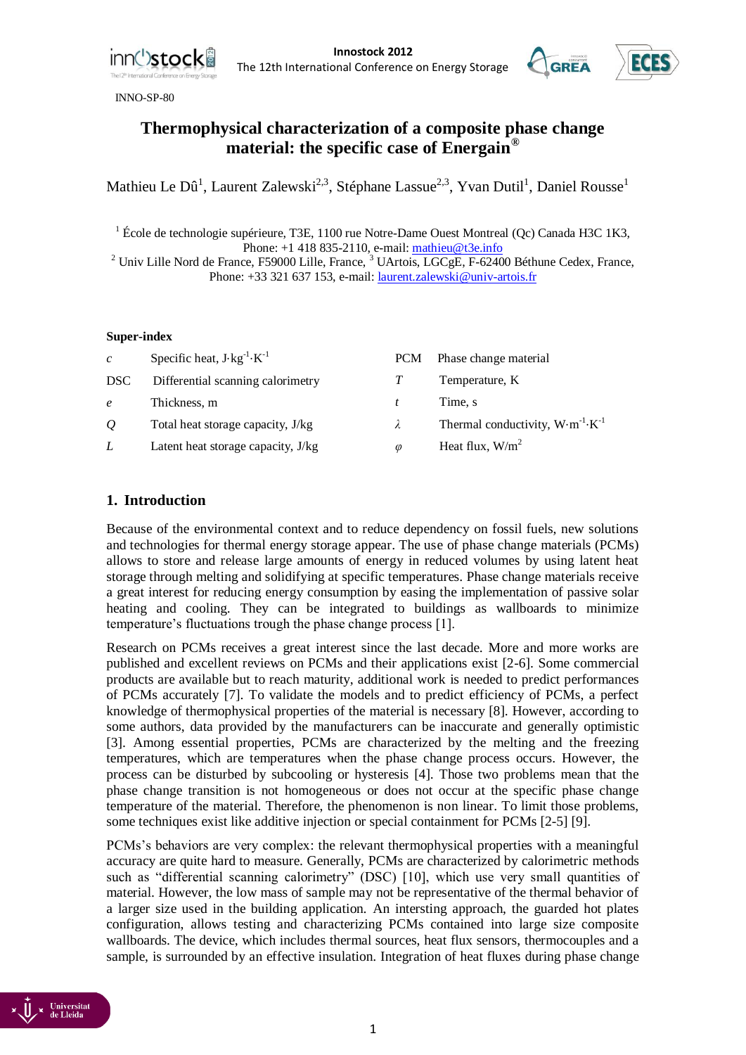INNO-SP-80

# Thermophysical characterization of a composite phase change material: the specific case of Energain®

Mathieu Le Dû[1], Laurent Zalewski[2,3], Stéphane Lassue[2,3], Yvan Dutil[1], Daniel Rousse[1]

[1] École de technologie supérieure, T3E, 1100 rue Notre-Dame Ouest Montreal (Qc) Canada H3C 1K3, Phone: +1 418 835-2110, e-mail: mathieu@t3e.info

[2] Univ Lille Nord de France, F59000 Lille, France, [3] UArtois, LGCgE, F-62400 Béthune Cedex, France, Phone: +33 321 637 153, e-mail: laurent.zalewski@univ-artois.fr

**Super-index**

| | | | |
|---|---|---|---|
| $c$ | Specific heat, $J \cdot kg^{-1} \cdot K^{-1}$ | PCM | Phase change material |
| DSC | Differential scanning calorimetry | $T$ | Temperature, K |
| $e$ | Thickness, m | $t$ | Time, s |
| $Q$ | Total heat storage capacity, J/kg | $\lambda$ | Thermal conductivity, $W \cdot m^{-1} \cdot K^{-1}$ |
| $L$ | Latent heat storage capacity, J/kg | $\varphi$ | Heat flux, $W/m^2$ |

## 1. Introduction

Because of the environmental context and to reduce dependency on fossil fuels, new solutions and technologies for thermal energy storage appear. The use of phase change materials (PCMs) allows to store and release large amounts of energy in reduced volumes by using latent heat storage through melting and solidifying at specific temperatures. Phase change materials receive a great interest for reducing energy consumption by easing the implementation of passive solar heating and cooling. They can be integrated to buildings as wallboards to minimize temperature's fluctuations trough the phase change process [1].

Research on PCMs receives a great interest since the last decade. More and more works are published and excellent reviews on PCMs and their applications exist [2-6]. Some commercial products are available but to reach maturity, additional work is needed to predict performances of PCMs accurately [7]. To validate the models and to predict efficiency of PCMs, a perfect knowledge of thermophysical properties of the material is necessary [8]. However, according to some authors, data provided by the manufacturers can be inaccurate and generally optimistic [3]. Among essential properties, PCMs are characterized by the melting and the freezing temperatures, which are temperatures when the phase change process occurs. However, the process can be disturbed by subcooling or hysteresis [4]. Those two problems mean that the phase change transition is not homogeneous or does not occur at the specific phase change temperature of the material. Therefore, the phenomenon is non linear. To limit those problems, some techniques exist like additive injection or special containment for PCMs [2-5] [9].

PCMs's behaviors are very complex: the relevant thermophysical properties with a meaningful accuracy are quite hard to measure. Generally, PCMs are characterized by calorimetric methods such as "differential scanning calorimetry" (DSC) [10], which use very small quantities of material. However, the low mass of sample may not be representative of the thermal behavior of a larger size used in the building application. An intersting approach, the guarded hot plates configuration, allows testing and characterizing PCMs contained into large size composite wallboards. The device, which includes thermal sources, heat flux sensors, thermocouples and a sample, is surrounded by an effective insulation. Integration of heat fluxes during phase change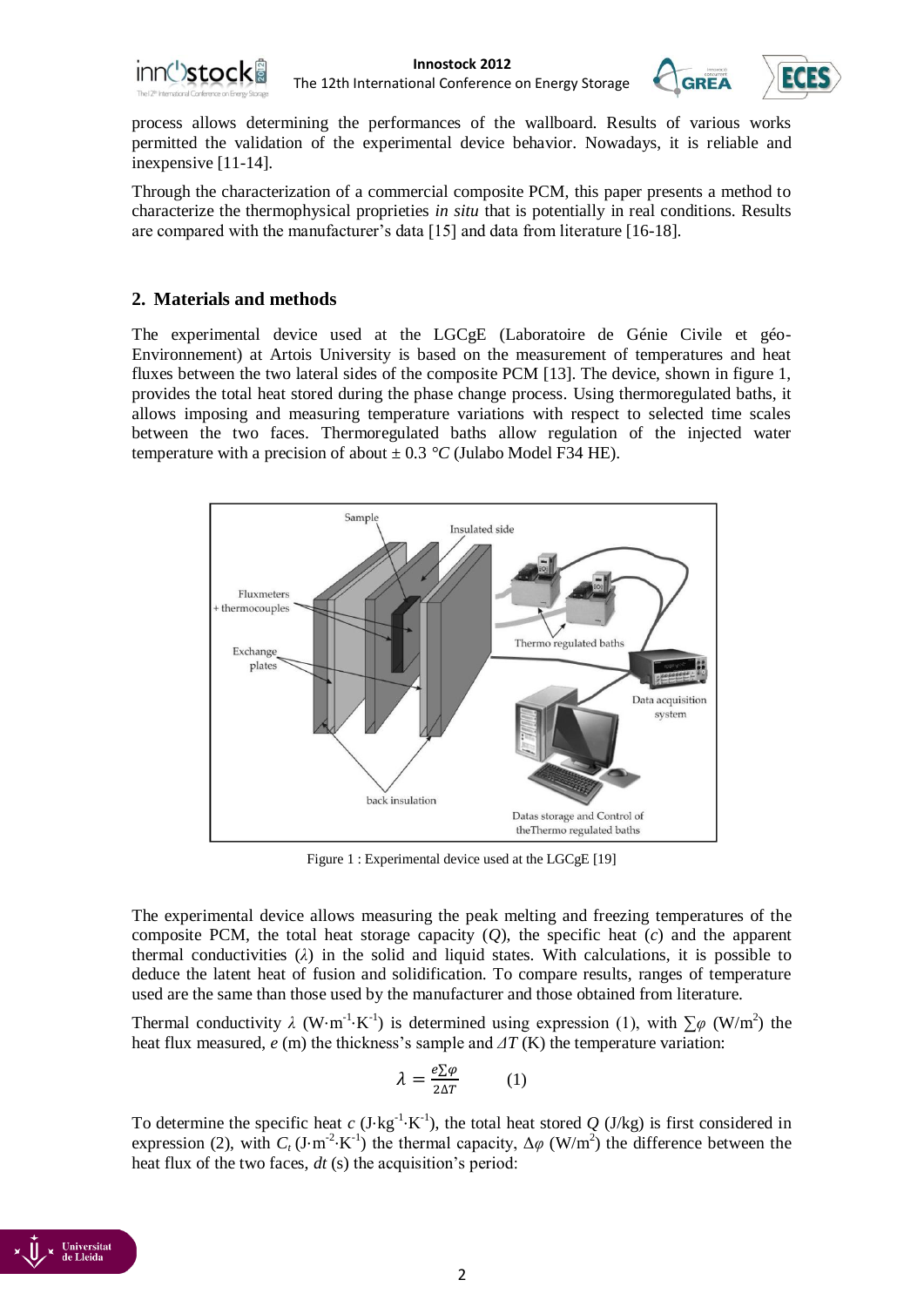process allows determining the performances of the wallboard. Results of various works permitted the validation of the experimental device behavior. Nowadays, it is reliable and inexpensive [11-14].

Through the characterization of a commercial composite PCM, this paper presents a method to characterize the thermophysical proprieties *in situ* that is potentially in real conditions. Results are compared with the manufacturer's data [15] and data from literature [16-18].

## 2. Materials and methods

The experimental device used at the LGCgE (Laboratoire de Génie Civile et géo-Environnement) at Artois University is based on the measurement of temperatures and heat fluxes between the two lateral sides of the composite PCM [13]. The device, shown in figure 1, provides the total heat stored during the phase change process. Using thermoregulated baths, it allows imposing and measuring temperature variations with respect to selected time scales between the two faces. Thermoregulated baths allow regulation of the injected water temperature with a precision of about ± 0.3 *°C* (Julabo Model F34 HE).

Figure 1 : Experimental device used at the LGCgE [19]

The experimental device allows measuring the peak melting and freezing temperatures of the composite PCM, the total heat storage capacity (*Q*), the specific heat (*c*) and the apparent thermal conductivities ($\lambda$) in the solid and liquid states. With calculations, it is possible to deduce the latent heat of fusion and solidification. To compare results, ranges of temperature used are the same than those used by the manufacturer and those obtained from literature.

Thermal conductivity $\lambda$ ($W \cdot m^{-1} \cdot K^{-1}$) is determined using expression (1), with $\sum\varphi$ ($W/m^2$) the heat flux measured, *e* (m) the thickness's sample and $\Delta T$ (K) the temperature variation:

$$\lambda = \frac{e\sum\varphi}{2\Delta T} \qquad (1)$$

To determine the specific heat *c* ($J \cdot kg^{-1} \cdot K^{-1}$), the total heat stored *Q* (J/kg) is first considered in expression (2), with $C_t$ ($J \cdot m^{-2} \cdot K^{-1}$) the thermal capacity, $\Delta\varphi$ ($W/m^2$) the difference between the heat flux of the two faces, *dt* (s) the acquisition's period: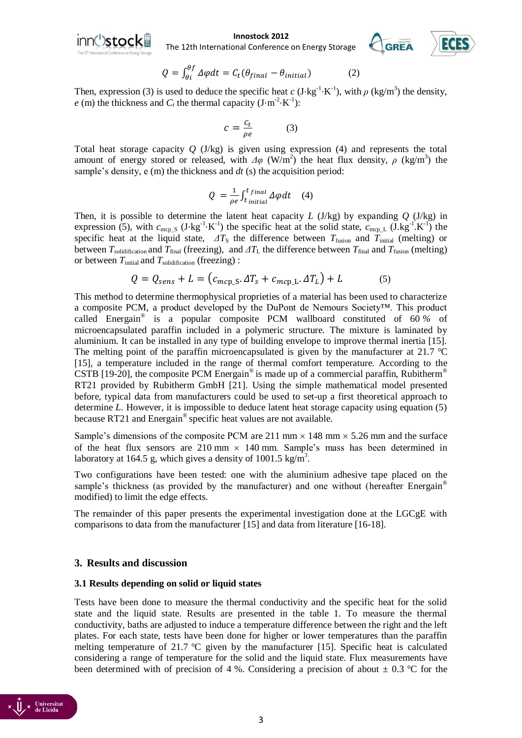$$Q = \int_{\theta i}^{\theta f} \Delta\varphi dt = C_t(\theta_{final} - \theta_{initial}) \qquad (2)$$

Then, expression (3) is used to deduce the specific heat $c$ (J·kg$^{-1}$·K$^{-1}$), with $\rho$ (kg/m$^3$) the density, $e$ (m) the thickness and $C_t$ the thermal capacity (J·m$^{-2}$·K$^{-1}$):

$$c = \frac{C_t}{\rho e} \qquad (3)$$

Total heat storage capacity $Q$ (J/kg) is given using expression (4) and represents the total amount of energy stored or released, with $\Delta\varphi$ (W/m$^2$) the heat flux density, $\rho$ (kg/m$^3$) the sample's density, e (m) the thickness and $dt$ (s) the acquisition period:

$$Q = \frac{1}{\rho e} \int_{t\,initial}^{t\,final} \Delta\varphi dt \qquad (4)$$

Then, it is possible to determine the latent heat capacity $L$ (J/kg) by expanding $Q$ (J/kg) in expression (5), with $c_{mcp\_S}$ (J·kg$^{-1}$·K$^{-1}$) the specific heat at the solid state, $c_{mcp\_L}$ (J.kg$^{-1}$.K$^{-1}$) the specific heat at the liquid state, $\Delta T_S$ the difference between $T_{fusion}$ and $T_{initial}$ (melting) or between $T_{solidification}$ and $T_{final}$ (freezing), and $\Delta T_L$ the difference between $T_{final}$ and $T_{fusion}$ (melting) or between $T_{initial}$ and $T_{solidification}$ (freezing) :

$$Q = Q_{sens} + L = \left(c_{mcp\_S}.\Delta T_s + c_{mcp\_L}.\Delta T_L\right) + L \qquad (5)$$

This method to determine thermophysical proprieties of a material has been used to characterize a composite PCM, a product developed by the DuPont de Nemours Society™. This product called Energain® is a popular composite PCM wallboard constituted of 60 % of microencapsulated paraffin included in a polymeric structure. The mixture is laminated by aluminium. It can be installed in any type of building envelope to improve thermal inertia [15]. The melting point of the paraffin microencapsulated is given by the manufacturer at 21.7 °C [15], a temperature included in the range of thermal comfort temperature. According to the CSTB [19-20], the composite PCM Energain® is made up of a commercial paraffin, Rubitherm® RT21 provided by Rubitherm GmbH [21]. Using the simple mathematical model presented before, typical data from manufacturers could be used to set-up a first theoretical approach to determine $L$. However, it is impossible to deduce latent heat storage capacity using equation (5) because RT21 and Energain® specific heat values are not available.

Sample's dimensions of the composite PCM are 211 mm × 148 mm × 5.26 mm and the surface of the heat flux sensors are 210 mm × 140 mm. Sample's mass has been determined in laboratory at 164.5 g, which gives a density of 1001.5 kg/m$^3$.

Two configurations have been tested: one with the aluminium adhesive tape placed on the sample's thickness (as provided by the manufacturer) and one without (hereafter Energain® modified) to limit the edge effects.

The remainder of this paper presents the experimental investigation done at the LGCgE with comparisons to data from the manufacturer [15] and data from literature [16-18].

## 3. Results and discussion

### 3.1 Results depending on solid or liquid states

Tests have been done to measure the thermal conductivity and the specific heat for the solid state and the liquid state. Results are presented in the table 1. To measure the thermal conductivity, baths are adjusted to induce a temperature difference between the right and the left plates. For each state, tests have been done for higher or lower temperatures than the paraffin melting temperature of 21.7 °C given by the manufacturer [15]. Specific heat is calculated considering a range of temperature for the solid and the liquid state. Flux measurements have been determined with of precision of 4 %. Considering a precision of about ± 0.3 °C for the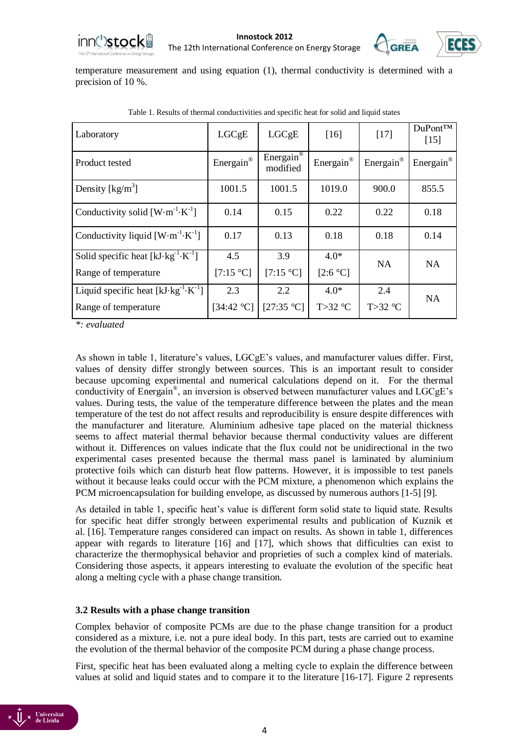temperature measurement and using equation (1), thermal conductivity is determined with a precision of 10 %.

Table 1. Results of thermal conductivities and specific heat for solid and liquid states

| Laboratory | LGCgE | LGCgE | [16] | [17] | DuPont™ [15] |
|---|---|---|---|---|---|
| Product tested | Energain® | Energain® modified | Energain® | Energain® | Energain® |
| Density [kg/m$^3$] | 1001.5 | 1001.5 | 1019.0 | 900.0 | 855.5 |
| Conductivity solid [W·m$^{-1}$·K$^{-1}$] | 0.14 | 0.15 | 0.22 | 0.22 | 0.18 |
| Conductivity liquid [W·m$^{-1}$·K$^{-1}$] | 0.17 | 0.13 | 0.18 | 0.18 | 0.14 |
| Solid specific heat [kJ·kg$^{-1}$·K$^{-1}$] Range of temperature | 4.5 [7:15 °C] | 3.9 [7:15 °C] | 4.0* [2:6 °C] | NA | NA |
| Liquid specific heat [kJ·kg$^{-1}$·K$^{-1}$] Range of temperature | 2.3 [34:42 °C] | 2.2 [27:35 °C] | 4.0* T>32 °C | 2.4 T>32 °C | NA |

*\*: evaluated*

As shown in table 1, literature's values, LGCgE's values, and manufacturer values differ. First, values of density differ strongly between sources. This is an important result to consider because upcoming experimental and numerical calculations depend on it. For the thermal conductivity of Energain®, an inversion is observed between manufacturer values and LGCgE's values. During tests, the value of the temperature difference between the plates and the mean temperature of the test do not affect results and reproducibility is ensure despite differences with the manufacturer and literature. Aluminium adhesive tape placed on the material thickness seems to affect material thermal behavior because thermal conductivity values are different without it. Differences on values indicate that the flux could not be unidirectional in the two experimental cases presented because the thermal mass panel is laminated by aluminium protective foils which can disturb heat flow patterns. However, it is impossible to test panels without it because leaks could occur with the PCM mixture, a phenomenon which explains the PCM microencapsulation for building envelope, as discussed by numerous authors [1-5] [9].

As detailed in table 1, specific heat's value is different form solid state to liquid state. Results for specific heat differ strongly between experimental results and publication of Kuznik et al. [16]. Temperature ranges considered can impact on results. As shown in table 1, differences appear with regards to literature [16] and [17], which shows that difficulties can exist to characterize the thermophysical behavior and proprieties of such a complex kind of materials. Considering those aspects, it appears interesting to evaluate the evolution of the specific heat along a melting cycle with a phase change transition.

### 3.2 Results with a phase change transition

Complex behavior of composite PCMs are due to the phase change transition for a product considered as a mixture, i.e. not a pure ideal body. In this part, tests are carried out to examine the evolution of the thermal behavior of the composite PCM during a phase change process.

First, specific heat has been evaluated along a melting cycle to explain the difference between values at solid and liquid states and to compare it to the literature [16-17]. Figure 2 represents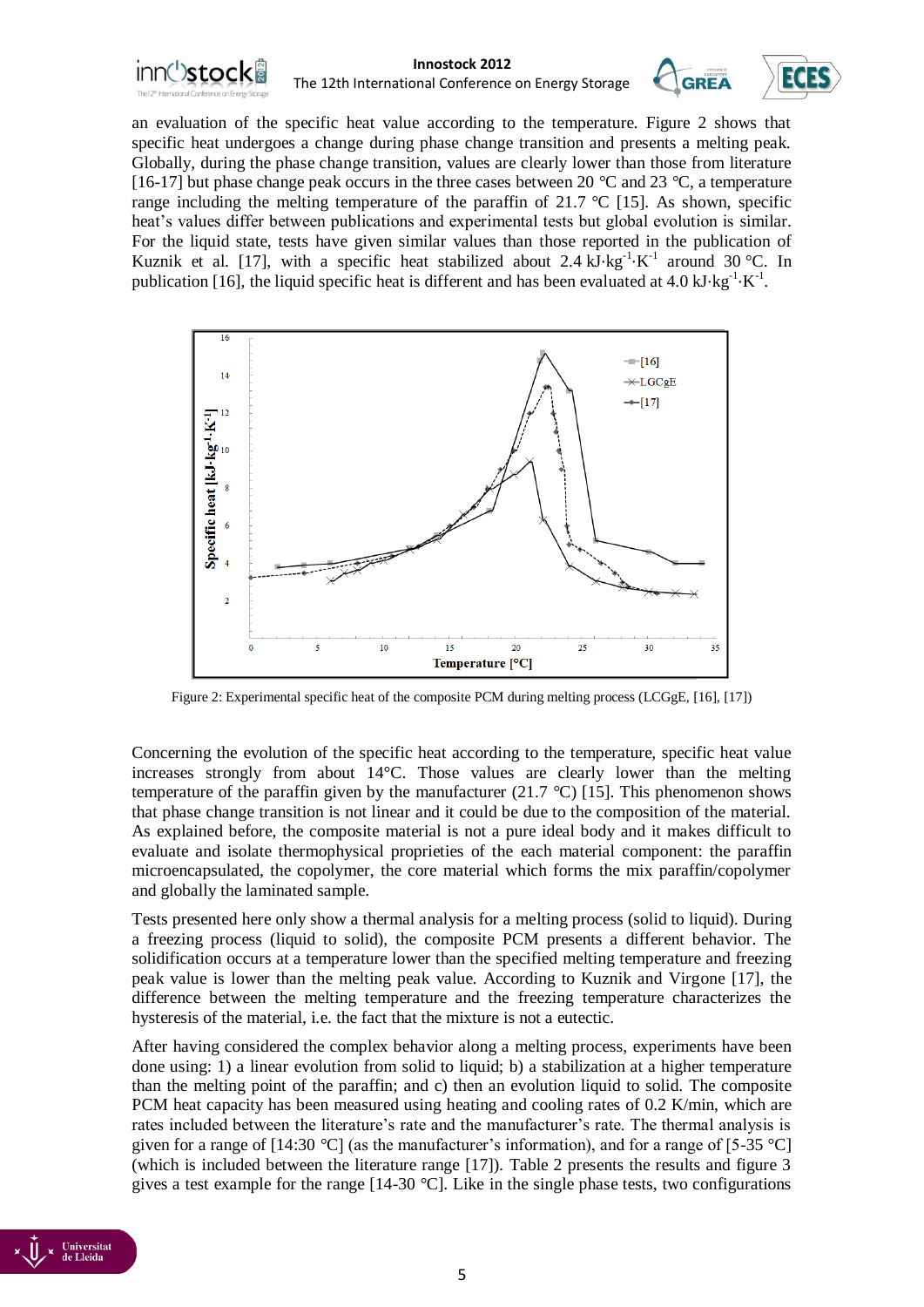an evaluation of the specific heat value according to the temperature. Figure 2 shows that specific heat undergoes a change during phase change transition and presents a melting peak. Globally, during the phase change transition, values are clearly lower than those from literature [16-17] but phase change peak occurs in the three cases between 20 °C and 23 °C, a temperature range including the melting temperature of the paraffin of 21.7 °C [15]. As shown, specific heat's values differ between publications and experimental tests but global evolution is similar. For the liquid state, tests have given similar values than those reported in the publication of Kuznik et al. [17], with a specific heat stabilized about 2.4 $kJ \cdot kg^{-1} \cdot K^{-1}$ around 30 °C. In publication [16], the liquid specific heat is different and has been evaluated at 4.0 $kJ \cdot kg^{-1} \cdot K^{-1}$.

Figure 2: Experimental specific heat of the composite PCM during melting process (LCGgE, [16], [17])

Concerning the evolution of the specific heat according to the temperature, specific heat value increases strongly from about 14°C. Those values are clearly lower than the melting temperature of the paraffin given by the manufacturer (21.7 °C) [15]. This phenomenon shows that phase change transition is not linear and it could be due to the composition of the material. As explained before, the composite material is not a pure ideal body and it makes difficult to evaluate and isolate thermophysical proprieties of the each material component: the paraffin microencapsulated, the copolymer, the core material which forms the mix paraffin/copolymer and globally the laminated sample.

Tests presented here only show a thermal analysis for a melting process (solid to liquid). During a freezing process (liquid to solid), the composite PCM presents a different behavior. The solidification occurs at a temperature lower than the specified melting temperature and freezing peak value is lower than the melting peak value. According to Kuznik and Virgone [17], the difference between the melting temperature and the freezing temperature characterizes the hysteresis of the material, i.e. the fact that the mixture is not a eutectic.

After having considered the complex behavior along a melting process, experiments have been done using: 1) a linear evolution from solid to liquid; b) a stabilization at a higher temperature than the melting point of the paraffin; and c) then an evolution liquid to solid. The composite PCM heat capacity has been measured using heating and cooling rates of 0.2 K/min, which are rates included between the literature's rate and the manufacturer's rate. The thermal analysis is given for a range of [14:30 °C] (as the manufacturer's information), and for a range of [5-35 °C] (which is included between the literature range [17]). Table 2 presents the results and figure 3 gives a test example for the range [14-30 °C]. Like in the single phase tests, two configurations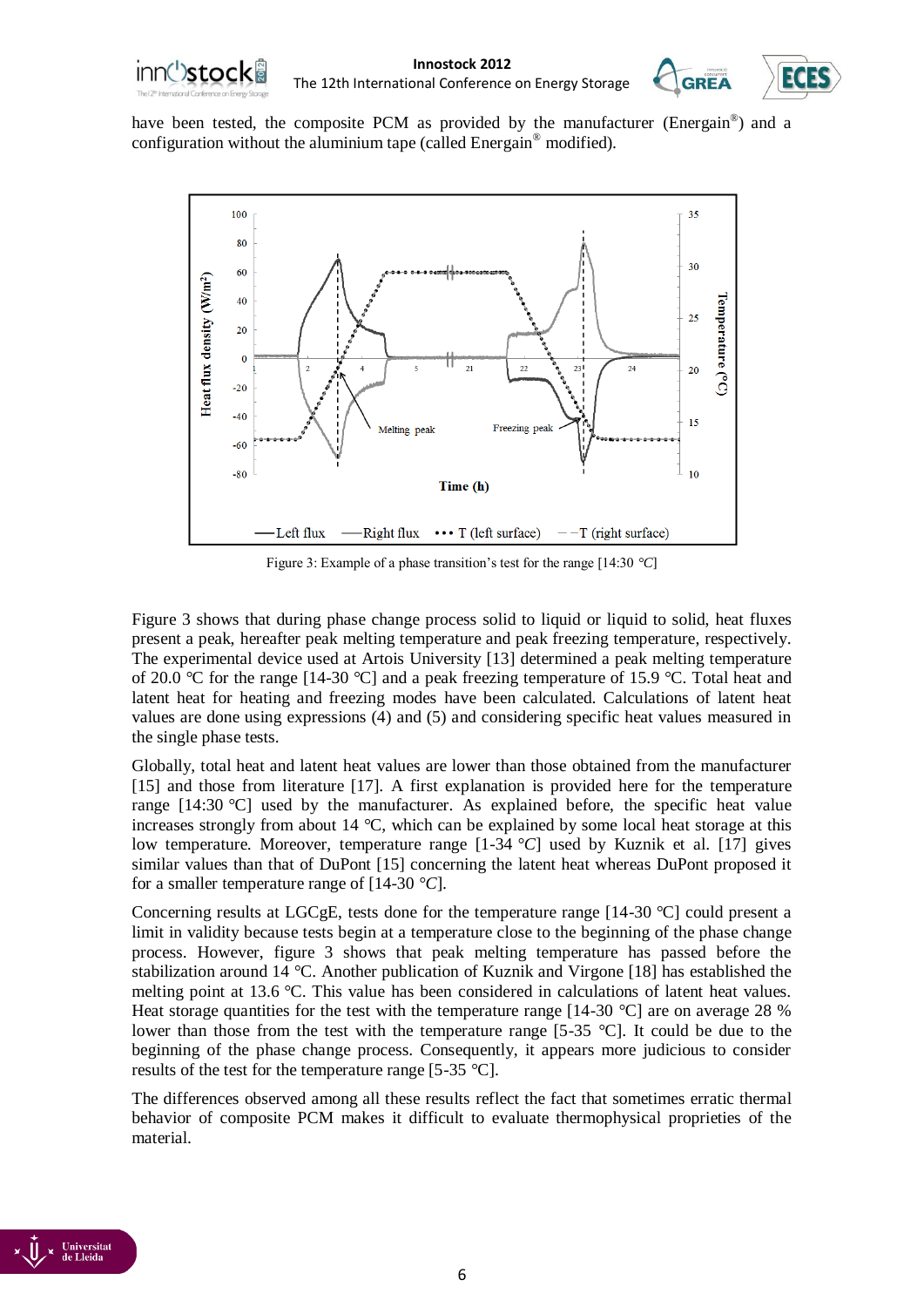have been tested, the composite PCM as provided by the manufacturer (Energain®) and a configuration without the aluminium tape (called Energain® modified).

Figure 3: Example of a phase transition's test for the range [14:30 °C]

Figure 3 shows that during phase change process solid to liquid or liquid to solid, heat fluxes present a peak, hereafter peak melting temperature and peak freezing temperature, respectively. The experimental device used at Artois University [13] determined a peak melting temperature of 20.0 °C for the range [14-30 °C] and a peak freezing temperature of 15.9 °C. Total heat and latent heat for heating and freezing modes have been calculated. Calculations of latent heat values are done using expressions (4) and (5) and considering specific heat values measured in the single phase tests.

Globally, total heat and latent heat values are lower than those obtained from the manufacturer [15] and those from literature [17]. A first explanation is provided here for the temperature range [14:30 °C] used by the manufacturer. As explained before, the specific heat value increases strongly from about 14 °C, which can be explained by some local heat storage at this low temperature. Moreover, temperature range [1-34 °C] used by Kuznik et al. [17] gives similar values than that of DuPont [15] concerning the latent heat whereas DuPont proposed it for a smaller temperature range of [14-30 °C].

Concerning results at LGCgE, tests done for the temperature range [14-30 °C] could present a limit in validity because tests begin at a temperature close to the beginning of the phase change process. However, figure 3 shows that peak melting temperature has passed before the stabilization around 14 °C. Another publication of Kuznik and Virgone [18] has established the melting point at 13.6 °C. This value has been considered in calculations of latent heat values. Heat storage quantities for the test with the temperature range [14-30 °C] are on average 28 % lower than those from the test with the temperature range [5-35 °C]. It could be due to the beginning of the phase change process. Consequently, it appears more judicious to consider results of the test for the temperature range [5-35 °C].

The differences observed among all these results reflect the fact that sometimes erratic thermal behavior of composite PCM makes it difficult to evaluate thermophysical proprieties of the material.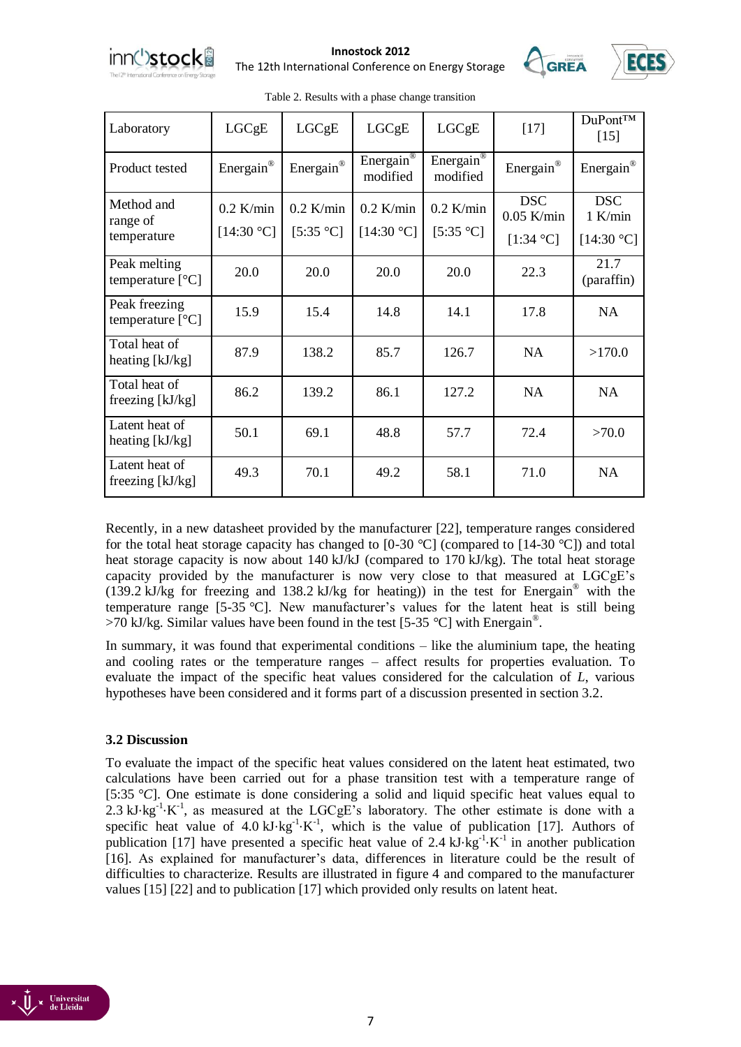Table 2. Results with a phase change transition

| Laboratory | LGCgE | LGCgE | LGCgE | LGCgE | [17] | DuPont™ [15] |
|---|---|---|---|---|---|---|
| Product tested | Energain® | Energain® | Energain® modified | Energain® modified | Energain® | Energain® |
| Method and range of temperature | 0.2 K/min [14:30 °C] | 0.2 K/min [5:35 °C] | 0.2 K/min [14:30 °C] | 0.2 K/min [5:35 °C] | DSC 0.05 K/min [1:34 °C] | DSC 1 K/min [14:30 °C] |
| Peak melting temperature [°C] | 20.0 | 20.0 | 20.0 | 20.0 | 22.3 | 21.7 (paraffin) |
| Peak freezing temperature [°C] | 15.9 | 15.4 | 14.8 | 14.1 | 17.8 | NA |
| Total heat of heating [kJ/kg] | 87.9 | 138.2 | 85.7 | 126.7 | NA | >170.0 |
| Total heat of freezing [kJ/kg] | 86.2 | 139.2 | 86.1 | 127.2 | NA | NA |
| Latent heat of heating [kJ/kg] | 50.1 | 69.1 | 48.8 | 57.7 | 72.4 | >70.0 |
| Latent heat of freezing [kJ/kg] | 49.3 | 70.1 | 49.2 | 58.1 | 71.0 | NA |

Recently, in a new datasheet provided by the manufacturer [22], temperature ranges considered for the total heat storage capacity has changed to [0-30 °C] (compared to [14-30 °C]) and total heat storage capacity is now about 140 kJ/kJ (compared to 170 kJ/kg). The total heat storage capacity provided by the manufacturer is now very close to that measured at LGCgE's (139.2 kJ/kg for freezing and 138.2 kJ/kg for heating)) in the test for Energain® with the temperature range [5-35 °C]. New manufacturer's values for the latent heat is still being >70 kJ/kg. Similar values have been found in the test [5-35 °C] with Energain®.

In summary, it was found that experimental conditions – like the aluminium tape, the heating and cooling rates or the temperature ranges – affect results for properties evaluation. To evaluate the impact of the specific heat values considered for the calculation of $L$, various hypotheses have been considered and it forms part of a discussion presented in section 3.2.

### 3.2 Discussion

To evaluate the impact of the specific heat values considered on the latent heat estimated, two calculations have been carried out for a phase transition test with a temperature range of [5:35 °C]. One estimate is done considering a solid and liquid specific heat values equal to $2.3\ kJ \cdot kg^{-1} \cdot K^{-1}$, as measured at the LGCgE's laboratory. The other estimate is done with a specific heat value of $4.0\ kJ \cdot kg^{-1} \cdot K^{-1}$, which is the value of publication [17]. Authors of publication [17] have presented a specific heat value of $2.4\ kJ \cdot kg^{-1} \cdot K^{-1}$ in another publication [16]. As explained for manufacturer's data, differences in literature could be the result of difficulties to characterize. Results are illustrated in figure 4 and compared to the manufacturer values [15] [22] and to publication [17] which provided only results on latent heat.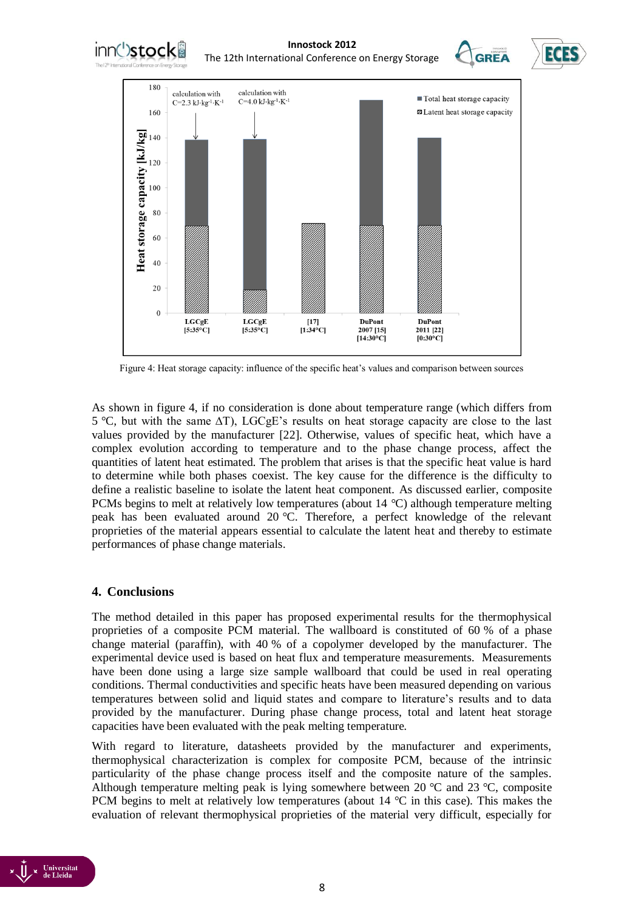Figure 4: Heat storage capacity: influence of the specific heat's values and comparison between sources

As shown in figure 4, if no consideration is done about temperature range (which differs from 5 °C, but with the same ΔT), LGCgE's results on heat storage capacity are close to the last values provided by the manufacturer [22]. Otherwise, values of specific heat, which have a complex evolution according to temperature and to the phase change process, affect the quantities of latent heat estimated. The problem that arises is that the specific heat value is hard to determine while both phases coexist. The key cause for the difference is the difficulty to define a realistic baseline to isolate the latent heat component. As discussed earlier, composite PCMs begins to melt at relatively low temperatures (about 14 °C) although temperature melting peak has been evaluated around 20 °C. Therefore, a perfect knowledge of the relevant proprieties of the material appears essential to calculate the latent heat and thereby to estimate performances of phase change materials.

## 4. Conclusions

The method detailed in this paper has proposed experimental results for the thermophysical proprieties of a composite PCM material. The wallboard is constituted of 60 % of a phase change material (paraffin), with 40 % of a copolymer developed by the manufacturer. The experimental device used is based on heat flux and temperature measurements. Measurements have been done using a large size sample wallboard that could be used in real operating conditions. Thermal conductivities and specific heats have been measured depending on various temperatures between solid and liquid states and compare to literature's results and to data provided by the manufacturer. During phase change process, total and latent heat storage capacities have been evaluated with the peak melting temperature.

With regard to literature, datasheets provided by the manufacturer and experiments, thermophysical characterization is complex for composite PCM, because of the intrinsic particularity of the phase change process itself and the composite nature of the samples. Although temperature melting peak is lying somewhere between 20 °C and 23 °C, composite PCM begins to melt at relatively low temperatures (about 14 °C in this case). This makes the evaluation of relevant thermophysical proprieties of the material very difficult, especially for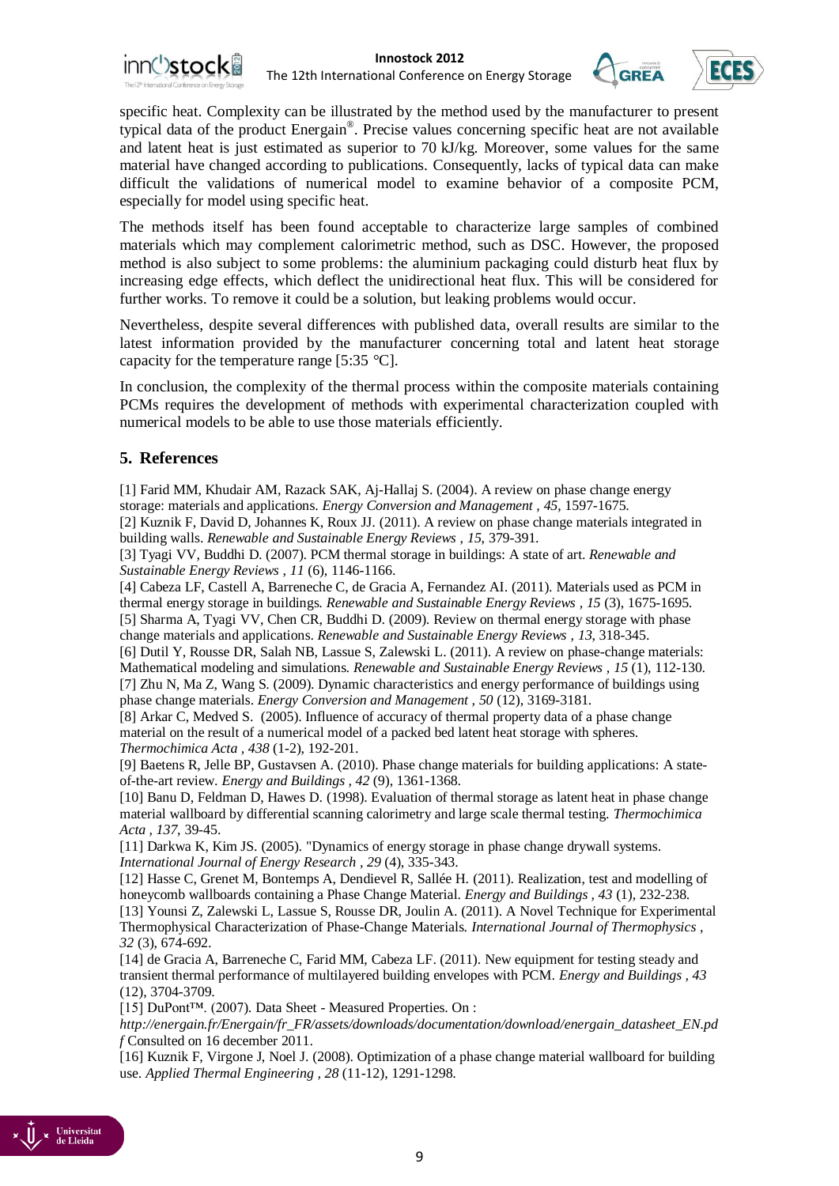specific heat. Complexity can be illustrated by the method used by the manufacturer to present typical data of the product Energain®. Precise values concerning specific heat are not available and latent heat is just estimated as superior to 70 kJ/kg. Moreover, some values for the same material have changed according to publications. Consequently, lacks of typical data can make difficult the validations of numerical model to examine behavior of a composite PCM, especially for model using specific heat.

The methods itself has been found acceptable to characterize large samples of combined materials which may complement calorimetric method, such as DSC. However, the proposed method is also subject to some problems: the aluminium packaging could disturb heat flux by increasing edge effects, which deflect the unidirectional heat flux. This will be considered for further works. To remove it could be a solution, but leaking problems would occur.

Nevertheless, despite several differences with published data, overall results are similar to the latest information provided by the manufacturer concerning total and latent heat storage capacity for the temperature range [5:35 °C].

In conclusion, the complexity of the thermal process within the composite materials containing PCMs requires the development of methods with experimental characterization coupled with numerical models to be able to use those materials efficiently.

## 5. References

[1] Farid MM, Khudair AM, Razack SAK, Aj-Hallaj S. (2004). A review on phase change energy storage: materials and applications. *Energy Conversion and Management , 45*, 1597-1675.

[2] Kuznik F, David D, Johannes K, Roux JJ. (2011). A review on phase change materials integrated in building walls. *Renewable and Sustainable Energy Reviews , 15*, 379-391.

[3] Tyagi VV, Buddhi D. (2007). PCM thermal storage in buildings: A state of art. *Renewable and Sustainable Energy Reviews , 11* (6), 1146-1166.

[4] Cabeza LF, Castell A, Barreneche C, de Gracia A, Fernandez AI. (2011). Materials used as PCM in thermal energy storage in buildings. *Renewable and Sustainable Energy Reviews , 15* (3), 1675-1695.

[5] Sharma A, Tyagi VV, Chen CR, Buddhi D. (2009). Review on thermal energy storage with phase change materials and applications. *Renewable and Sustainable Energy Reviews , 13*, 318-345.

[6] Dutil Y, Rousse DR, Salah NB, Lassue S, Zalewski L. (2011). A review on phase-change materials: Mathematical modeling and simulations. *Renewable and Sustainable Energy Reviews , 15* (1), 112-130.

[7] Zhu N, Ma Z, Wang S. (2009). Dynamic characteristics and energy performance of buildings using phase change materials. *Energy Conversion and Management , 50* (12), 3169-3181.

[8] Arkar C, Medved S. (2005). Influence of accuracy of thermal property data of a phase change material on the result of a numerical model of a packed bed latent heat storage with spheres. *Thermochimica Acta , 438* (1-2), 192-201.

[9] Baetens R, Jelle BP, Gustavsen A. (2010). Phase change materials for building applications: A state-of-the-art review. *Energy and Buildings , 42* (9), 1361-1368.

[10] Banu D, Feldman D, Hawes D. (1998). Evaluation of thermal storage as latent heat in phase change material wallboard by differential scanning calorimetry and large scale thermal testing. *Thermochimica Acta , 137*, 39-45.

[11] Darkwa K, Kim JS. (2005). "Dynamics of energy storage in phase change drywall systems. *International Journal of Energy Research , 29* (4), 335-343.

[12] Hasse C, Grenet M, Bontemps A, Dendievel R, Sallée H. (2011). Realization, test and modelling of honeycomb wallboards containing a Phase Change Material. *Energy and Buildings , 43* (1), 232-238.

[13] Younsi Z, Zalewski L, Lassue S, Rousse DR, Joulin A. (2011). A Novel Technique for Experimental Thermophysical Characterization of Phase-Change Materials. *International Journal of Thermophysics , 32* (3), 674-692.

[14] de Gracia A, Barreneche C, Farid MM, Cabeza LF. (2011). New equipment for testing steady and transient thermal performance of multilayered building envelopes with PCM. *Energy and Buildings , 43* (12), 3704-3709.

[15] DuPont™. (2007). Data Sheet - Measured Properties. On : *http://energain.fr/Energain/fr_FR/assets/downloads/documentation/download/energain_datasheet_EN.pdf* Consulted on 16 december 2011.

[16] Kuznik F, Virgone J, Noel J. (2008). Optimization of a phase change material wallboard for building use. *Applied Thermal Engineering , 28* (11-12), 1291-1298.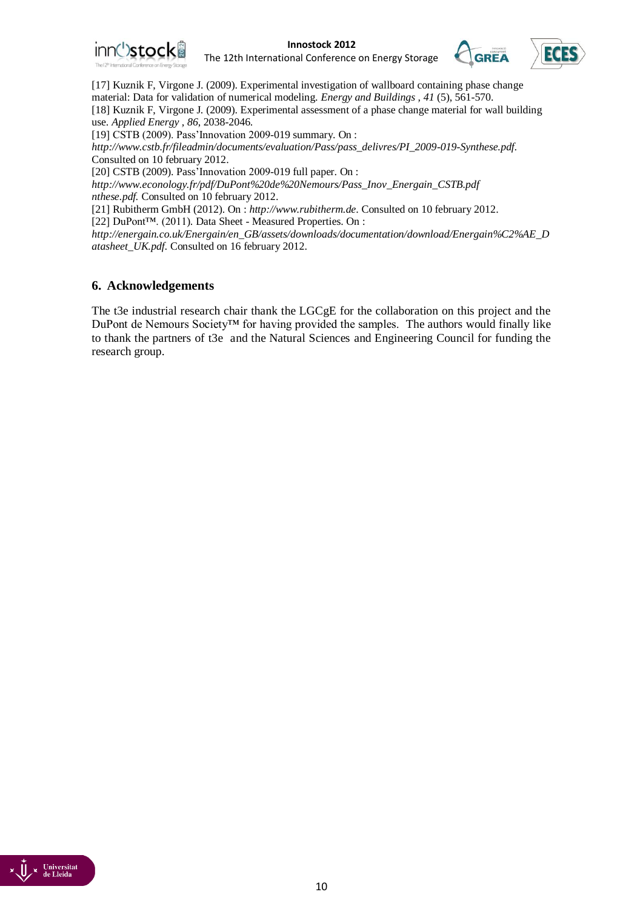[17] Kuznik F, Virgone J. (2009). Experimental investigation of wallboard containing phase change material: Data for validation of numerical modeling. *Energy and Buildings , 41* (5), 561-570.

[18] Kuznik F, Virgone J. (2009). Experimental assessment of a phase change material for wall building use. *Applied Energy , 86*, 2038-2046.

[19] CSTB (2009). Pass'Innovation 2009-019 summary. On : *http://www.cstb.fr/fileadmin/documents/evaluation/Pass/pass_delivres/PI_2009-019-Synthese.pdf*. Consulted on 10 february 2012.

[20] CSTB (2009). Pass'Innovation 2009-019 full paper. On : *http://www.econology.fr/pdf/DuPont%20de%20Nemours/Pass_Inov_Energain_CSTB.pdf nthese.pdf*. Consulted on 10 february 2012.

[21] Rubitherm GmbH (2012). On : *http://www.rubitherm.de*. Consulted on 10 february 2012.

[22] DuPont™. (2011). Data Sheet - Measured Properties. On : *http://energain.co.uk/Energain/en_GB/assets/downloads/documentation/download/Energain%C2%AE_Datasheet_UK.pdf*. Consulted on 16 february 2012.

## 6. Acknowledgements

The t3e industrial research chair thank the LGCgE for the collaboration on this project and the DuPont de Nemours Society™ for having provided the samples. The authors would finally like to thank the partners of t3e and the Natural Sciences and Engineering Council for funding the research group.